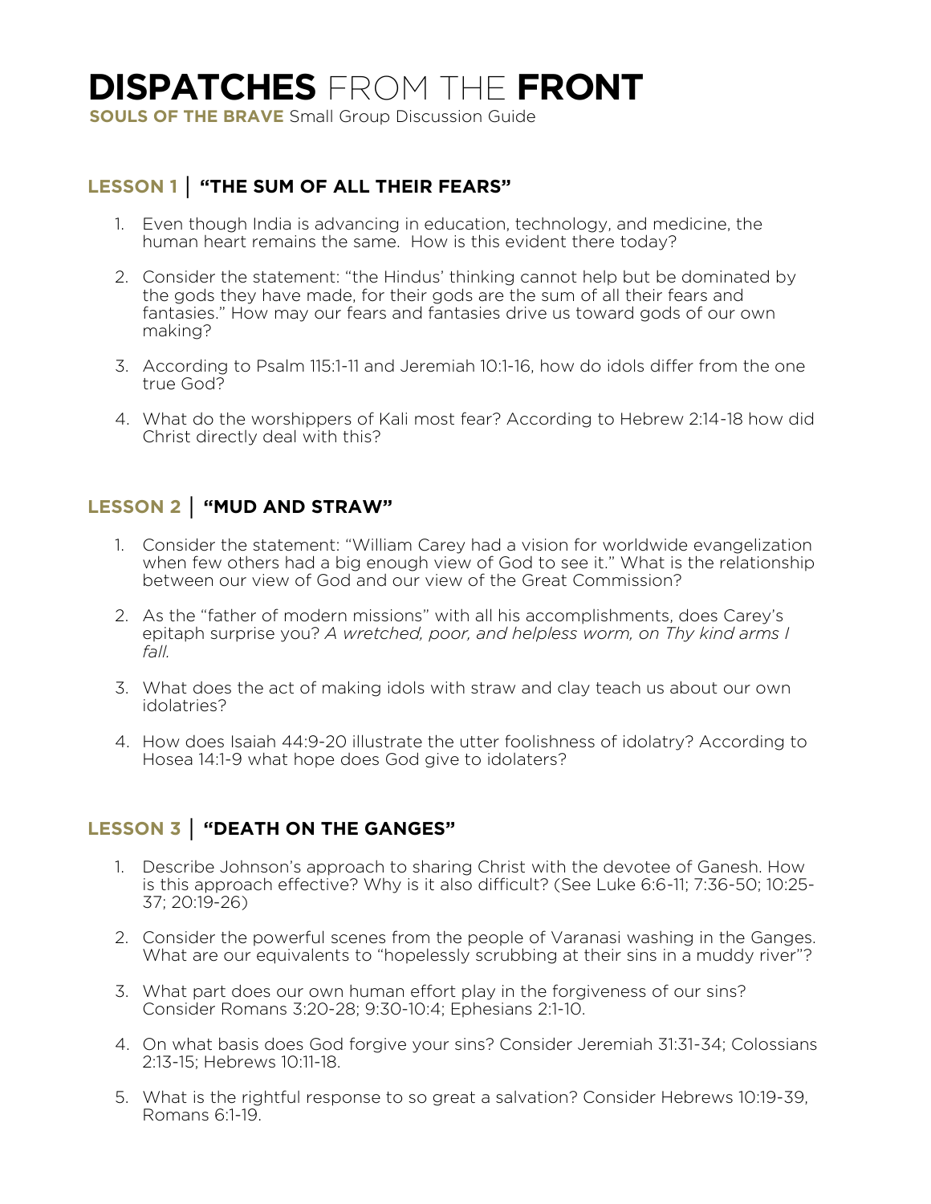# **DISPATCHES** FROM THE **FRONT**

**SOULS OF THE BRAVE** Small Group Discussion Guide

## LESSON 1 | "THE SUM OF ALL THEIR FEARS"

1. Even though India is advancing in education, technology, and medicine, the human heart remains the same. How is this evident there today?
2. Consider the statement: "the Hindus' thinking cannot help but be dominated by the gods they have made, for their gods are the sum of all their fears and fantasies." How may our fears and fantasies drive us toward gods of our own making?
3. According to Psalm 115:1-11 and Jeremiah 10:1-16, how do idols differ from the one true God?
4. What do the worshippers of Kali most fear? According to Hebrew 2:14-18 how did Christ directly deal with this?

## LESSON 2 | "MUD AND STRAW"

1. Consider the statement: "William Carey had a vision for worldwide evangelization when few others had a big enough view of God to see it." What is the relationship between our view of God and our view of the Great Commission?
2. As the "father of modern missions" with all his accomplishments, does Carey's epitaph surprise you? *A wretched, poor, and helpless worm, on Thy kind arms I fall.*
3. What does the act of making idols with straw and clay teach us about our own idolatries?
4. How does Isaiah 44:9-20 illustrate the utter foolishness of idolatry? According to Hosea 14:1-9 what hope does God give to idolaters?

## LESSON 3 | "DEATH ON THE GANGES"

1. Describe Johnson's approach to sharing Christ with the devotee of Ganesh. How is this approach effective? Why is it also difficult? (See Luke 6:6-11; 7:36-50; 10:25-37; 20:19-26)
2. Consider the powerful scenes from the people of Varanasi washing in the Ganges. What are our equivalents to "hopelessly scrubbing at their sins in a muddy river"?
3. What part does our own human effort play in the forgiveness of our sins? Consider Romans 3:20-28; 9:30-10:4; Ephesians 2:1-10.
4. On what basis does God forgive your sins? Consider Jeremiah 31:31-34; Colossians 2:13-15; Hebrews 10:11-18.
5. What is the rightful response to so great a salvation? Consider Hebrews 10:19-39, Romans 6:1-19.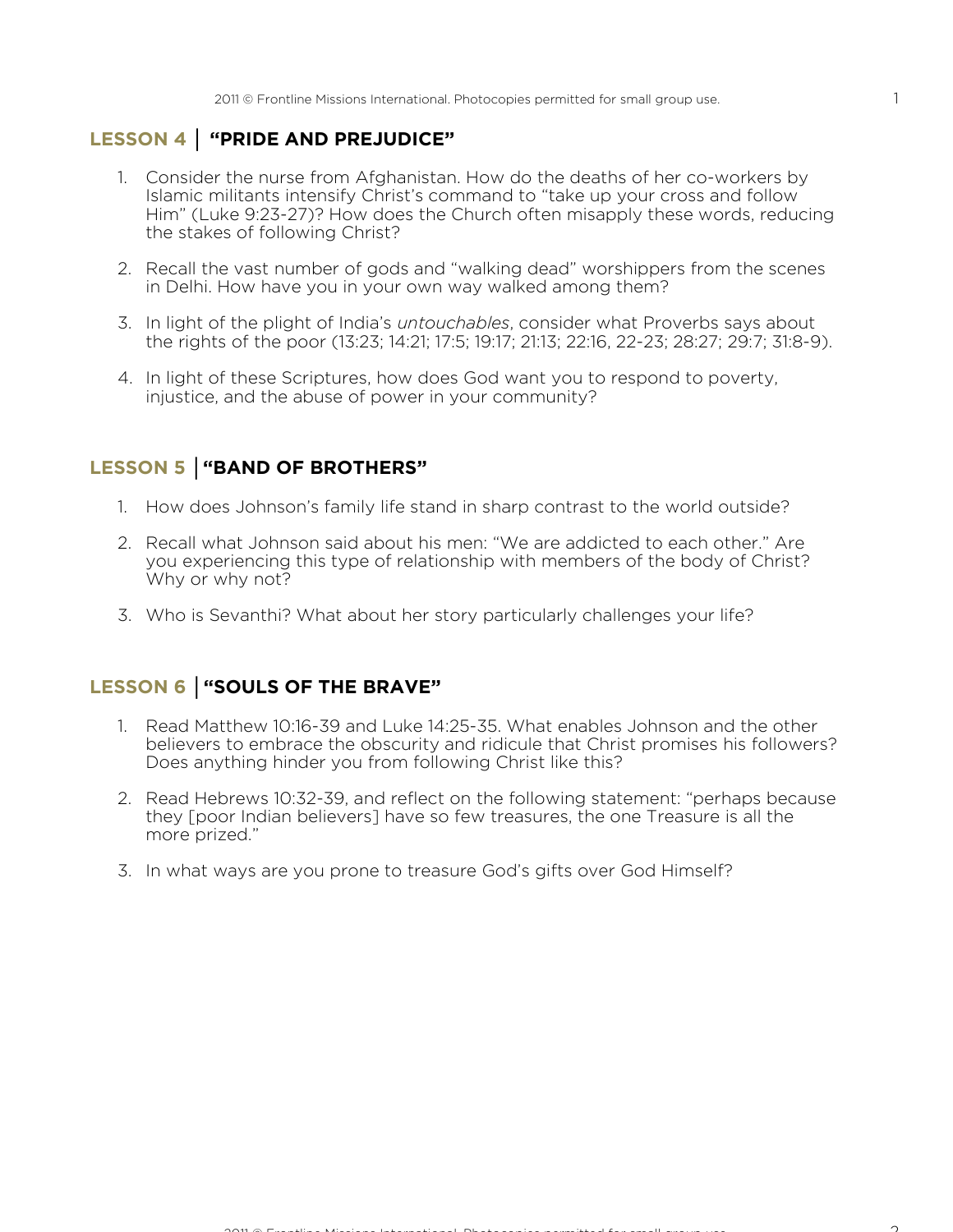## LESSON 4 | "PRIDE AND PREJUDICE"

1. Consider the nurse from Afghanistan. How do the deaths of her co-workers by Islamic militants intensify Christ's command to "take up your cross and follow Him" (Luke 9:23-27)? How does the Church often misapply these words, reducing the stakes of following Christ?
2. Recall the vast number of gods and "walking dead" worshippers from the scenes in Delhi. How have you in your own way walked among them?
3. In light of the plight of India's *untouchables*, consider what Proverbs says about the rights of the poor (13:23; 14:21; 17:5; 19:17; 21:13; 22:16, 22-23; 28:27; 29:7; 31:8-9).
4. In light of these Scriptures, how does God want you to respond to poverty, injustice, and the abuse of power in your community?

## LESSON 5 | "BAND OF BROTHERS"

1. How does Johnson's family life stand in sharp contrast to the world outside?
2. Recall what Johnson said about his men: "We are addicted to each other." Are you experiencing this type of relationship with members of the body of Christ? Why or why not?
3. Who is Sevanthi? What about her story particularly challenges your life?

## LESSON 6 | "SOULS OF THE BRAVE"

1. Read Matthew 10:16-39 and Luke 14:25-35. What enables Johnson and the other believers to embrace the obscurity and ridicule that Christ promises his followers? Does anything hinder you from following Christ like this?
2. Read Hebrews 10:32-39, and reflect on the following statement: "perhaps because they [poor Indian believers] have so few treasures, the one Treasure is all the more prized."
3. In what ways are you prone to treasure God's gifts over God Himself?